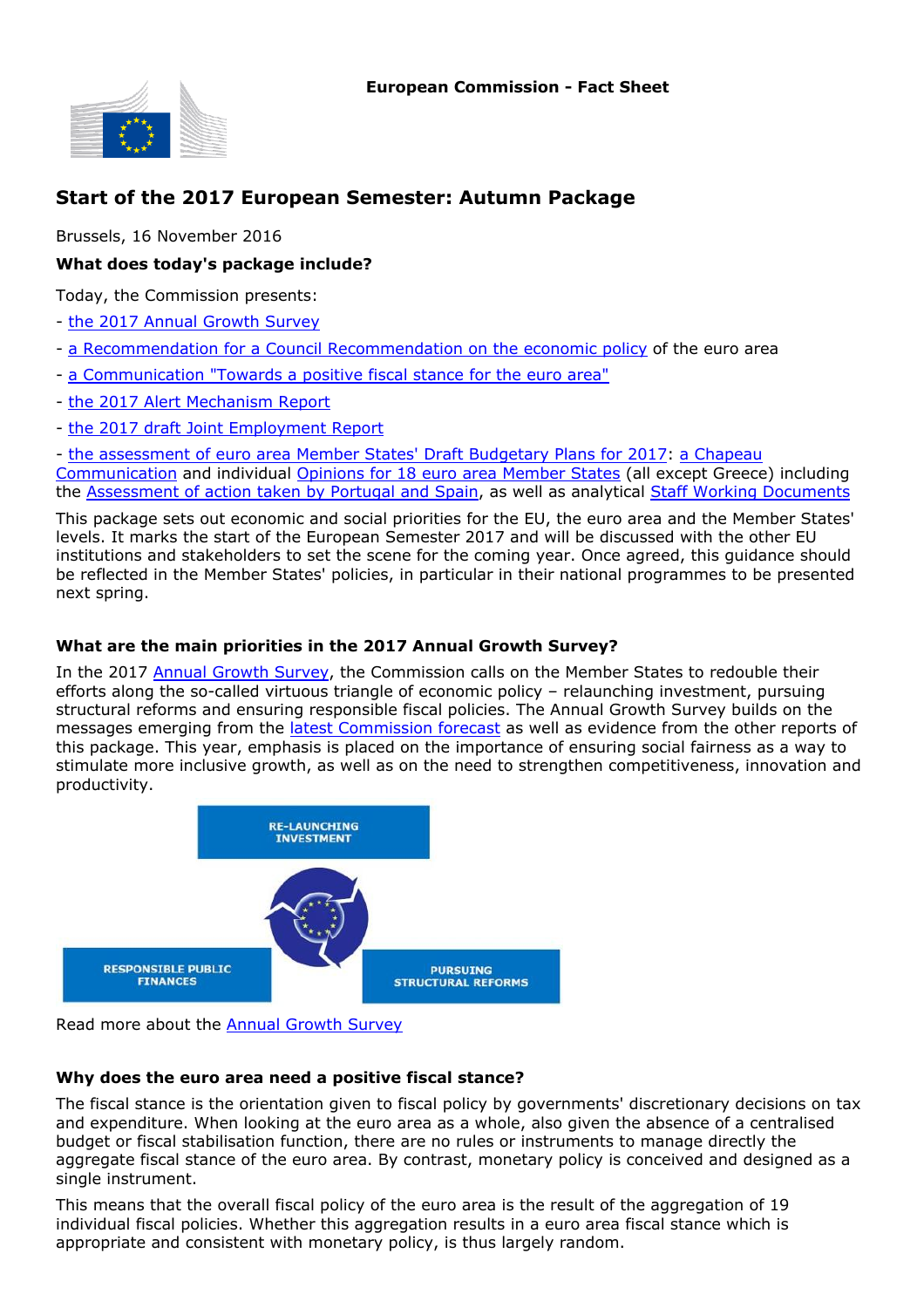**European Commission - Fact Sheet**

# Start of the 2017 European Semester: Autumn Package

Brussels, 16 November 2016

**What does today's package include?**

Today, the Commission presents:

- the 2017 Annual Growth Survey
- a Recommendation for a Council Recommendation on the economic policy of the euro area
- a Communication "Towards a positive fiscal stance for the euro area"
- the 2017 Alert Mechanism Report
- the 2017 draft Joint Employment Report
- the assessment of euro area Member States' Draft Budgetary Plans for 2017: a Chapeau Communication and individual Opinions for 18 euro area Member States (all except Greece) including the Assessment of action taken by Portugal and Spain, as well as analytical Staff Working Documents

This package sets out economic and social priorities for the EU, the euro area and the Member States' levels. It marks the start of the European Semester 2017 and will be discussed with the other EU institutions and stakeholders to set the scene for the coming year. Once agreed, this guidance should be reflected in the Member States' policies, in particular in their national programmes to be presented next spring.

**What are the main priorities in the 2017 Annual Growth Survey?**

In the 2017 Annual Growth Survey, the Commission calls on the Member States to redouble their efforts along the so-called virtuous triangle of economic policy – relaunching investment, pursuing structural reforms and ensuring responsible fiscal policies. The Annual Growth Survey builds on the messages emerging from the latest Commission forecast as well as evidence from the other reports of this package. This year, emphasis is placed on the importance of ensuring social fairness as a way to stimulate more inclusive growth, as well as on the need to strengthen competitiveness, innovation and productivity.

RE-LAUNCHING INVESTMENT

RESPONSIBLE PUBLIC FINANCES

PURSUING STRUCTURAL REFORMS

Read more about the Annual Growth Survey

**Why does the euro area need a positive fiscal stance?**

The fiscal stance is the orientation given to fiscal policy by governments' discretionary decisions on tax and expenditure. When looking at the euro area as a whole, also given the absence of a centralised budget or fiscal stabilisation function, there are no rules or instruments to manage directly the aggregate fiscal stance of the euro area. By contrast, monetary policy is conceived and designed as a single instrument.

This means that the overall fiscal policy of the euro area is the result of the aggregation of 19 individual fiscal policies. Whether this aggregation results in a euro area fiscal stance which is appropriate and consistent with monetary policy, is thus largely random.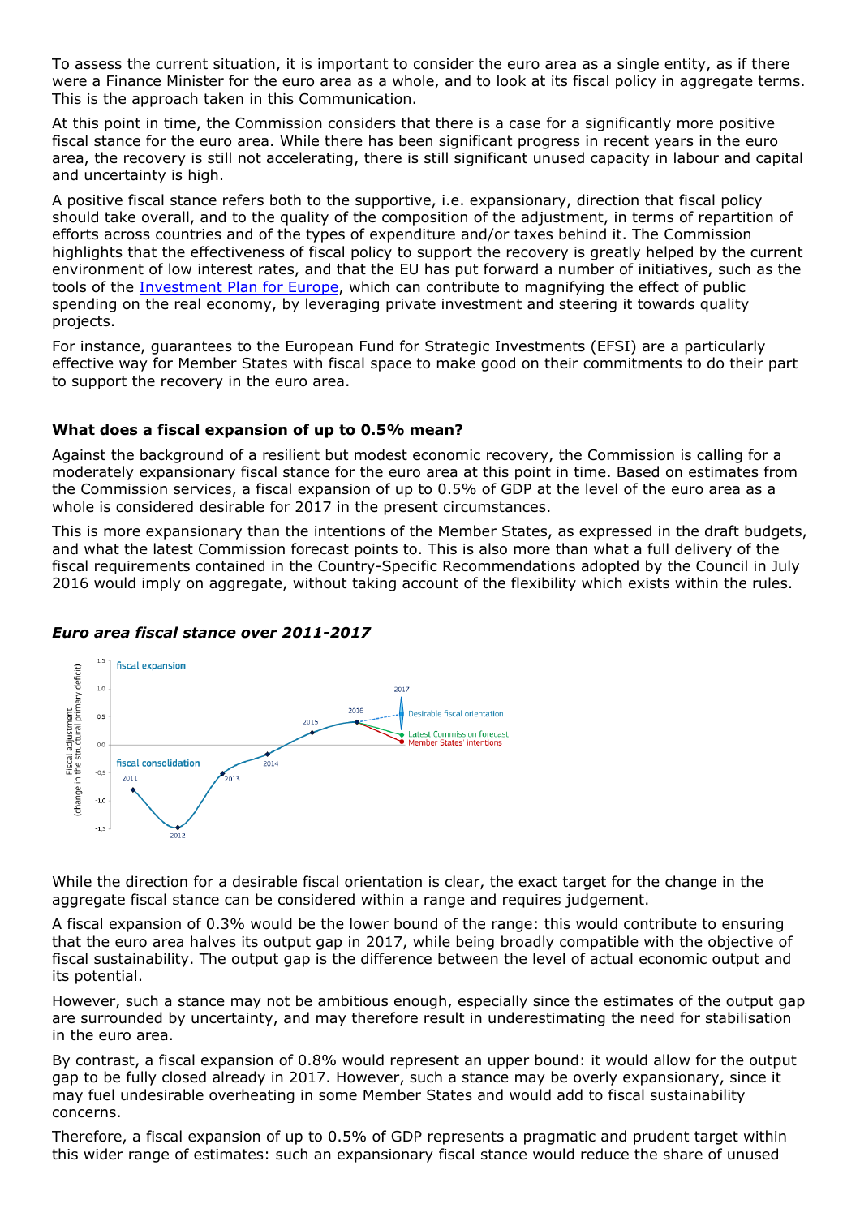To assess the current situation, it is important to consider the euro area as a single entity, as if there were a Finance Minister for the euro area as a whole, and to look at its fiscal policy in aggregate terms. This is the approach taken in this Communication.

At this point in time, the Commission considers that there is a case for a significantly more positive fiscal stance for the euro area. While there has been significant progress in recent years in the euro area, the recovery is still not accelerating, there is still significant unused capacity in labour and capital and uncertainty is high.

A positive fiscal stance refers both to the supportive, i.e. expansionary, direction that fiscal policy should take overall, and to the quality of the composition of the adjustment, in terms of repartition of efforts across countries and of the types of expenditure and/or taxes behind it. The Commission highlights that the effectiveness of fiscal policy to support the recovery is greatly helped by the current environment of low interest rates, and that the EU has put forward a number of initiatives, such as the tools of the Investment Plan for Europe, which can contribute to magnifying the effect of public spending on the real economy, by leveraging private investment and steering it towards quality projects.

For instance, guarantees to the European Fund for Strategic Investments (EFSI) are a particularly effective way for Member States with fiscal space to make good on their commitments to do their part to support the recovery in the euro area.

### What does a fiscal expansion of up to 0.5% mean?

Against the background of a resilient but modest economic recovery, the Commission is calling for a moderately expansionary fiscal stance for the euro area at this point in time. Based on estimates from the Commission services, a fiscal expansion of up to 0.5% of GDP at the level of the euro area as a whole is considered desirable for 2017 in the present circumstances.

This is more expansionary than the intentions of the Member States, as expressed in the draft budgets, and what the latest Commission forecast points to. This is also more than what a full delivery of the fiscal requirements contained in the Country-Specific Recommendations adopted by the Council in July 2016 would imply on aggregate, without taking account of the flexibility which exists within the rules.

#### *Euro area fiscal stance over 2011-2017*

While the direction for a desirable fiscal orientation is clear, the exact target for the change in the aggregate fiscal stance can be considered within a range and requires judgement.

A fiscal expansion of 0.3% would be the lower bound of the range: this would contribute to ensuring that the euro area halves its output gap in 2017, while being broadly compatible with the objective of fiscal sustainability. The output gap is the difference between the level of actual economic output and its potential.

However, such a stance may not be ambitious enough, especially since the estimates of the output gap are surrounded by uncertainty, and may therefore result in underestimating the need for stabilisation in the euro area.

By contrast, a fiscal expansion of 0.8% would represent an upper bound: it would allow for the output gap to be fully closed already in 2017. However, such a stance may be overly expansionary, since it may fuel undesirable overheating in some Member States and would add to fiscal sustainability concerns.

Therefore, a fiscal expansion of up to 0.5% of GDP represents a pragmatic and prudent target within this wider range of estimates: such an expansionary fiscal stance would reduce the share of unused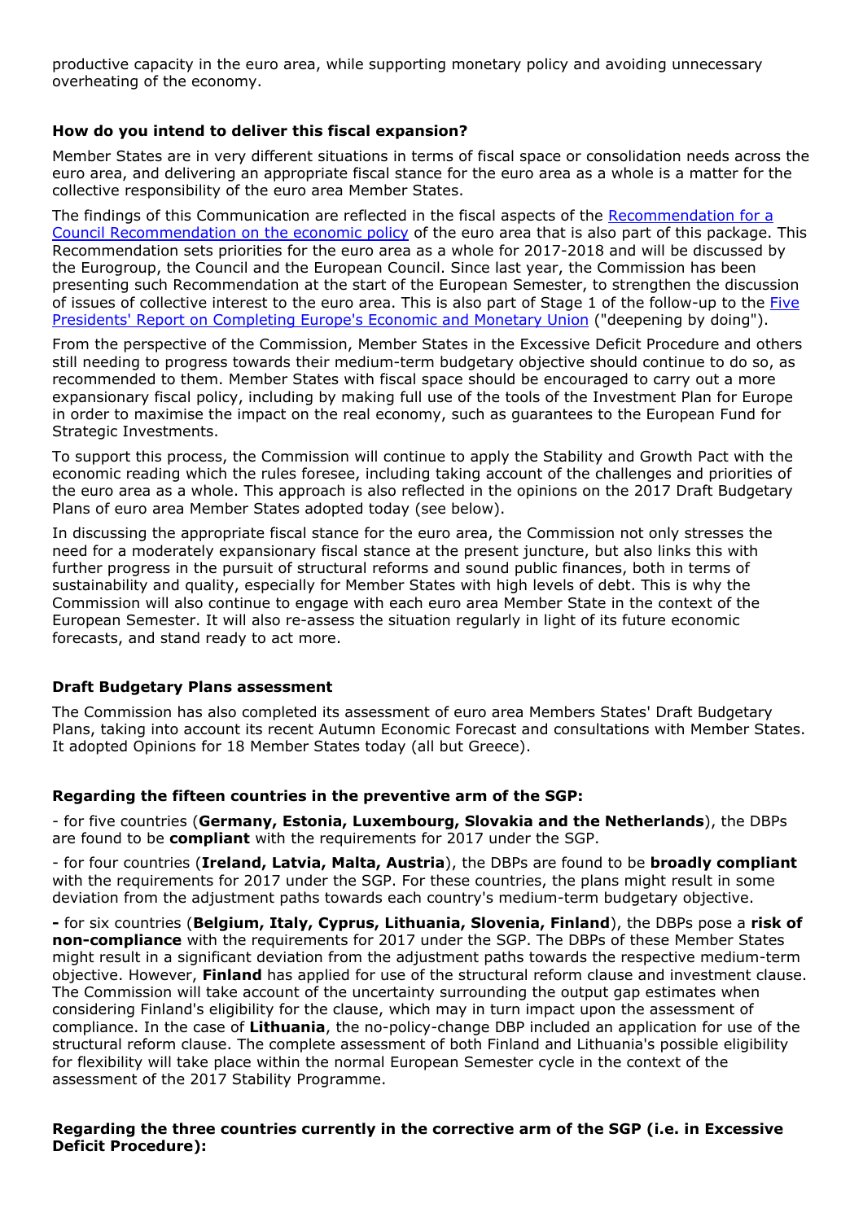productive capacity in the euro area, while supporting monetary policy and avoiding unnecessary overheating of the economy.

**How do you intend to deliver this fiscal expansion?**

Member States are in very different situations in terms of fiscal space or consolidation needs across the euro area, and delivering an appropriate fiscal stance for the euro area as a whole is a matter for the collective responsibility of the euro area Member States.

The findings of this Communication are reflected in the fiscal aspects of the Recommendation for a Council Recommendation on the economic policy of the euro area that is also part of this package. This Recommendation sets priorities for the euro area as a whole for 2017-2018 and will be discussed by the Eurogroup, the Council and the European Council. Since last year, the Commission has been presenting such Recommendation at the start of the European Semester, to strengthen the discussion of issues of collective interest to the euro area. This is also part of Stage 1 of the follow-up to the Five Presidents' Report on Completing Europe's Economic and Monetary Union ("deepening by doing").

From the perspective of the Commission, Member States in the Excessive Deficit Procedure and others still needing to progress towards their medium-term budgetary objective should continue to do so, as recommended to them. Member States with fiscal space should be encouraged to carry out a more expansionary fiscal policy, including by making full use of the tools of the Investment Plan for Europe in order to maximise the impact on the real economy, such as guarantees to the European Fund for Strategic Investments.

To support this process, the Commission will continue to apply the Stability and Growth Pact with the economic reading which the rules foresee, including taking account of the challenges and priorities of the euro area as a whole. This approach is also reflected in the opinions on the 2017 Draft Budgetary Plans of euro area Member States adopted today (see below).

In discussing the appropriate fiscal stance for the euro area, the Commission not only stresses the need for a moderately expansionary fiscal stance at the present juncture, but also links this with further progress in the pursuit of structural reforms and sound public finances, both in terms of sustainability and quality, especially for Member States with high levels of debt. This is why the Commission will also continue to engage with each euro area Member State in the context of the European Semester. It will also re-assess the situation regularly in light of its future economic forecasts, and stand ready to act more.

**Draft Budgetary Plans assessment**

The Commission has also completed its assessment of euro area Members States' Draft Budgetary Plans, taking into account its recent Autumn Economic Forecast and consultations with Member States. It adopted Opinions for 18 Member States today (all but Greece).

**Regarding the fifteen countries in the preventive arm of the SGP:**

- for five countries (**Germany, Estonia, Luxembourg, Slovakia and the Netherlands**), the DBPs are found to be **compliant** with the requirements for 2017 under the SGP.

- for four countries (**Ireland, Latvia, Malta, Austria**), the DBPs are found to be **broadly compliant** with the requirements for 2017 under the SGP. For these countries, the plans might result in some deviation from the adjustment paths towards each country's medium-term budgetary objective.

**-** for six countries (**Belgium, Italy, Cyprus, Lithuania, Slovenia, Finland**), the DBPs pose a **risk of non-compliance** with the requirements for 2017 under the SGP. The DBPs of these Member States might result in a significant deviation from the adjustment paths towards the respective medium-term objective. However, **Finland** has applied for use of the structural reform clause and investment clause. The Commission will take account of the uncertainty surrounding the output gap estimates when considering Finland's eligibility for the clause, which may in turn impact upon the assessment of compliance. In the case of **Lithuania**, the no-policy-change DBP included an application for use of the structural reform clause. The complete assessment of both Finland and Lithuania's possible eligibility for flexibility will take place within the normal European Semester cycle in the context of the assessment of the 2017 Stability Programme.

**Regarding the three countries currently in the corrective arm of the SGP (i.e. in Excessive Deficit Procedure):**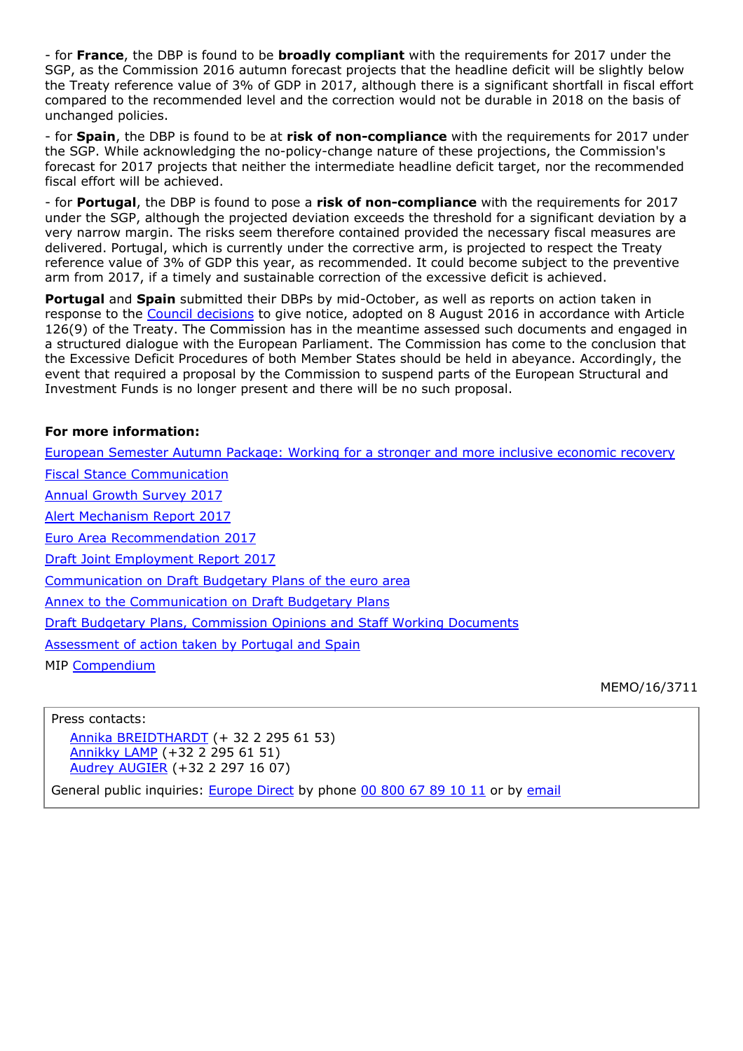- for **France**, the DBP is found to be **broadly compliant** with the requirements for 2017 under the SGP, as the Commission 2016 autumn forecast projects that the headline deficit will be slightly below the Treaty reference value of 3% of GDP in 2017, although there is a significant shortfall in fiscal effort compared to the recommended level and the correction would not be durable in 2018 on the basis of unchanged policies.

- for **Spain**, the DBP is found to be at **risk of non-compliance** with the requirements for 2017 under the SGP. While acknowledging the no-policy-change nature of these projections, the Commission's forecast for 2017 projects that neither the intermediate headline deficit target, nor the recommended fiscal effort will be achieved.

- for **Portugal**, the DBP is found to pose a **risk of non-compliance** with the requirements for 2017 under the SGP, although the projected deviation exceeds the threshold for a significant deviation by a very narrow margin. The risks seem therefore contained provided the necessary fiscal measures are delivered. Portugal, which is currently under the corrective arm, is projected to respect the Treaty reference value of 3% of GDP this year, as recommended. It could become subject to the preventive arm from 2017, if a timely and sustainable correction of the excessive deficit is achieved.

**Portugal** and **Spain** submitted their DBPs by mid-October, as well as reports on action taken in response to the Council decisions to give notice, adopted on 8 August 2016 in accordance with Article 126(9) of the Treaty. The Commission has in the meantime assessed such documents and engaged in a structured dialogue with the European Parliament. The Commission has come to the conclusion that the Excessive Deficit Procedures of both Member States should be held in abeyance. Accordingly, the event that required a proposal by the Commission to suspend parts of the European Structural and Investment Funds is no longer present and there will be no such proposal.

**For more information:**

European Semester Autumn Package: Working for a stronger and more inclusive economic recovery

Fiscal Stance Communication

Annual Growth Survey 2017

Alert Mechanism Report 2017

Euro Area Recommendation 2017

Draft Joint Employment Report 2017

Communication on Draft Budgetary Plans of the euro area

Annex to the Communication on Draft Budgetary Plans

Draft Budgetary Plans, Commission Opinions and Staff Working Documents

Assessment of action taken by Portugal and Spain

MIP Compendium

MEMO/16/3711

Press contacts:

Annika BREIDTHARDT (+ 32 2 295 61 53)
Annikky LAMP (+32 2 295 61 51)
Audrey AUGIER (+32 2 297 16 07)

General public inquiries: Europe Direct by phone 00 800 67 89 10 11 or by email